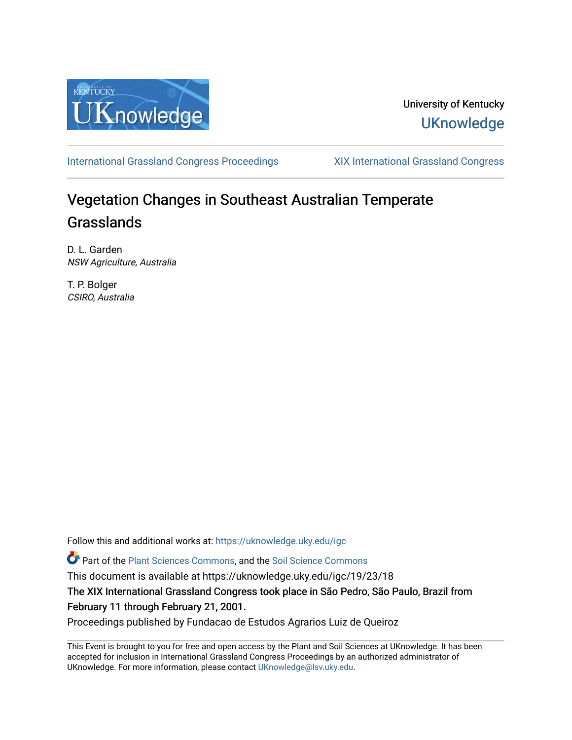University of Kentucky
UKnowledge

International Grassland Congress Proceedings | XIX International Grassland Congress

# Vegetation Changes in Southeast Australian Temperate Grasslands

D. L. Garden
*NSW Agriculture, Australia*

T. P. Bolger
*CSIRO, Australia*

Follow this and additional works at: https://uknowledge.uky.edu/igc

Part of the Plant Sciences Commons, and the Soil Science Commons

This document is available at https://uknowledge.uky.edu/igc/19/23/18

The XIX International Grassland Congress took place in São Pedro, São Paulo, Brazil from February 11 through February 21, 2001.

Proceedings published by Fundacao de Estudos Agrarios Luiz de Queiroz

This Event is brought to you for free and open access by the Plant and Soil Sciences at UKnowledge. It has been accepted for inclusion in International Grassland Congress Proceedings by an authorized administrator of UKnowledge. For more information, please contact UKnowledge@lsv.uky.edu.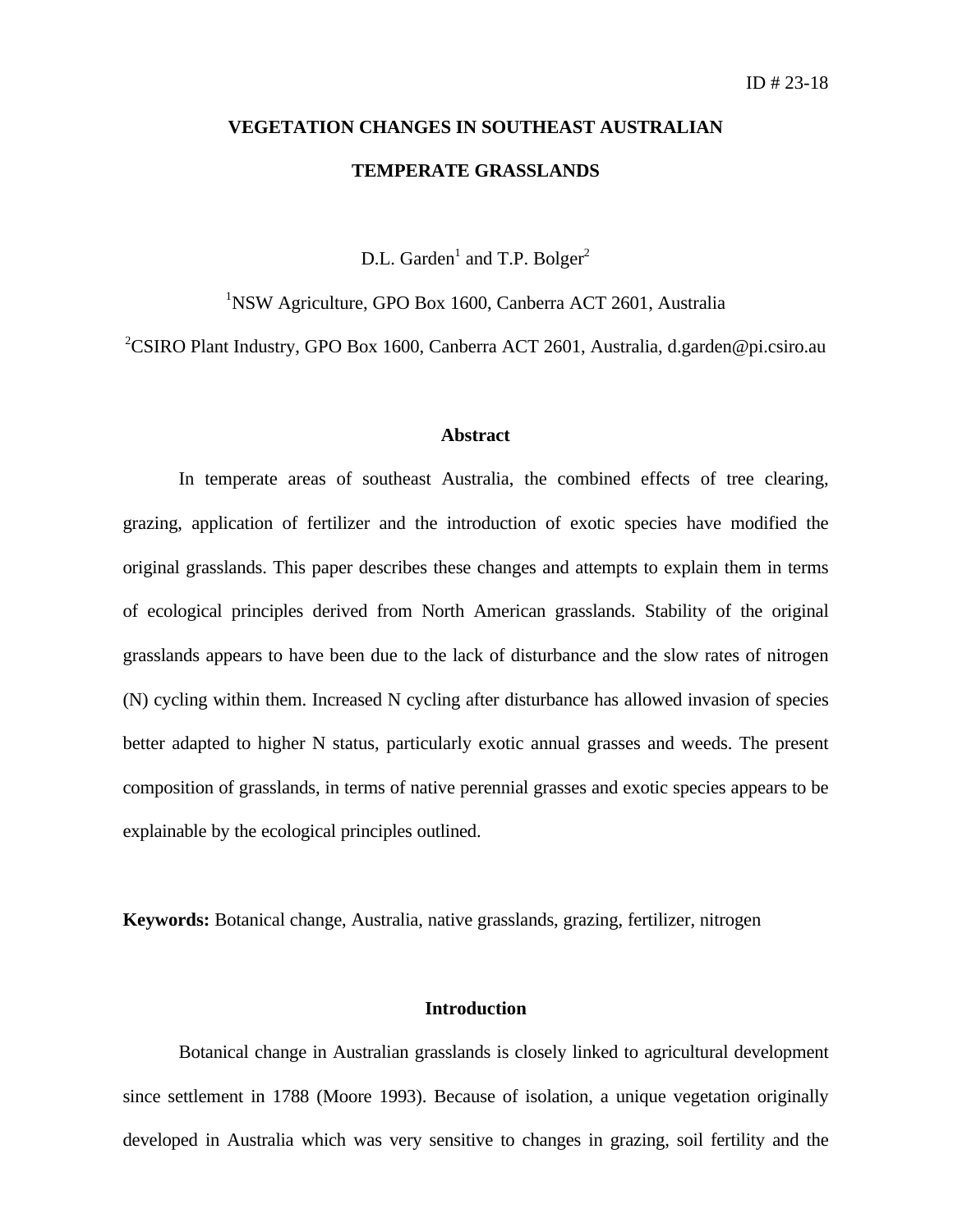ID # 23-18

# VEGETATION CHANGES IN SOUTHEAST AUSTRALIAN TEMPERATE GRASSLANDS

D.L. Garden[1] and T.P. Bolger[2]

[1]NSW Agriculture, GPO Box 1600, Canberra ACT 2601, Australia

[2]CSIRO Plant Industry, GPO Box 1600, Canberra ACT 2601, Australia, d.garden@pi.csiro.au

## Abstract

In temperate areas of southeast Australia, the combined effects of tree clearing, grazing, application of fertilizer and the introduction of exotic species have modified the original grasslands. This paper describes these changes and attempts to explain them in terms of ecological principles derived from North American grasslands. Stability of the original grasslands appears to have been due to the lack of disturbance and the slow rates of nitrogen (N) cycling within them. Increased N cycling after disturbance has allowed invasion of species better adapted to higher N status, particularly exotic annual grasses and weeds. The present composition of grasslands, in terms of native perennial grasses and exotic species appears to be explainable by the ecological principles outlined.

**Keywords:** Botanical change, Australia, native grasslands, grazing, fertilizer, nitrogen

## Introduction

Botanical change in Australian grasslands is closely linked to agricultural development since settlement in 1788 (Moore 1993). Because of isolation, a unique vegetation originally developed in Australia which was very sensitive to changes in grazing, soil fertility and the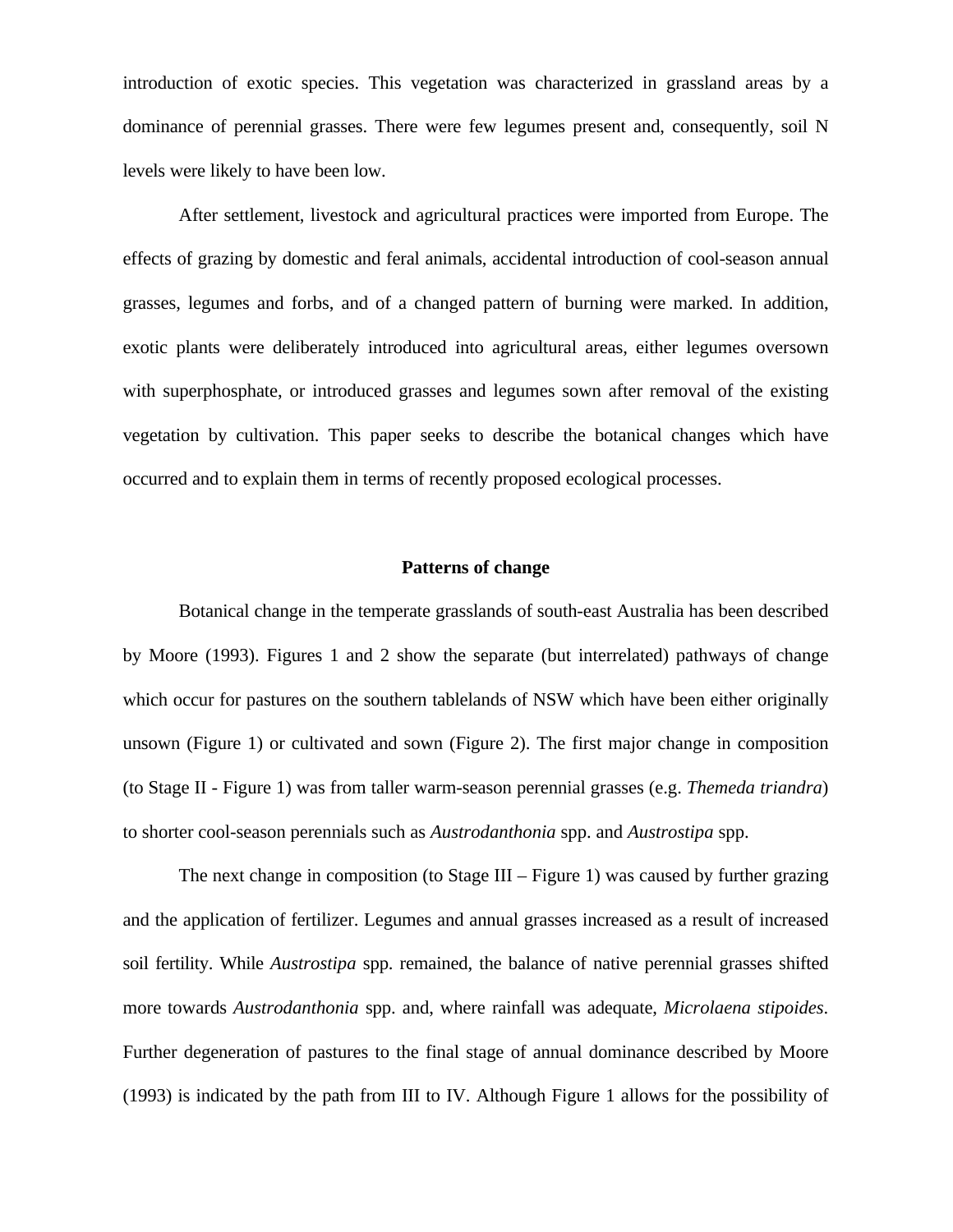introduction of exotic species. This vegetation was characterized in grassland areas by a dominance of perennial grasses. There were few legumes present and, consequently, soil N levels were likely to have been low.

After settlement, livestock and agricultural practices were imported from Europe. The effects of grazing by domestic and feral animals, accidental introduction of cool-season annual grasses, legumes and forbs, and of a changed pattern of burning were marked. In addition, exotic plants were deliberately introduced into agricultural areas, either legumes oversown with superphosphate, or introduced grasses and legumes sown after removal of the existing vegetation by cultivation. This paper seeks to describe the botanical changes which have occurred and to explain them in terms of recently proposed ecological processes.

## Patterns of change

Botanical change in the temperate grasslands of south-east Australia has been described by Moore (1993). Figures 1 and 2 show the separate (but interrelated) pathways of change which occur for pastures on the southern tablelands of NSW which have been either originally unsown (Figure 1) or cultivated and sown (Figure 2). The first major change in composition (to Stage II - Figure 1) was from taller warm-season perennial grasses (e.g. *Themeda triandra*) to shorter cool-season perennials such as *Austrodanthonia* spp. and *Austrostipa* spp.

The next change in composition (to Stage III – Figure 1) was caused by further grazing and the application of fertilizer. Legumes and annual grasses increased as a result of increased soil fertility. While *Austrostipa* spp. remained, the balance of native perennial grasses shifted more towards *Austrodanthonia* spp. and, where rainfall was adequate, *Microlaena stipoides*. Further degeneration of pastures to the final stage of annual dominance described by Moore (1993) is indicated by the path from III to IV. Although Figure 1 allows for the possibility of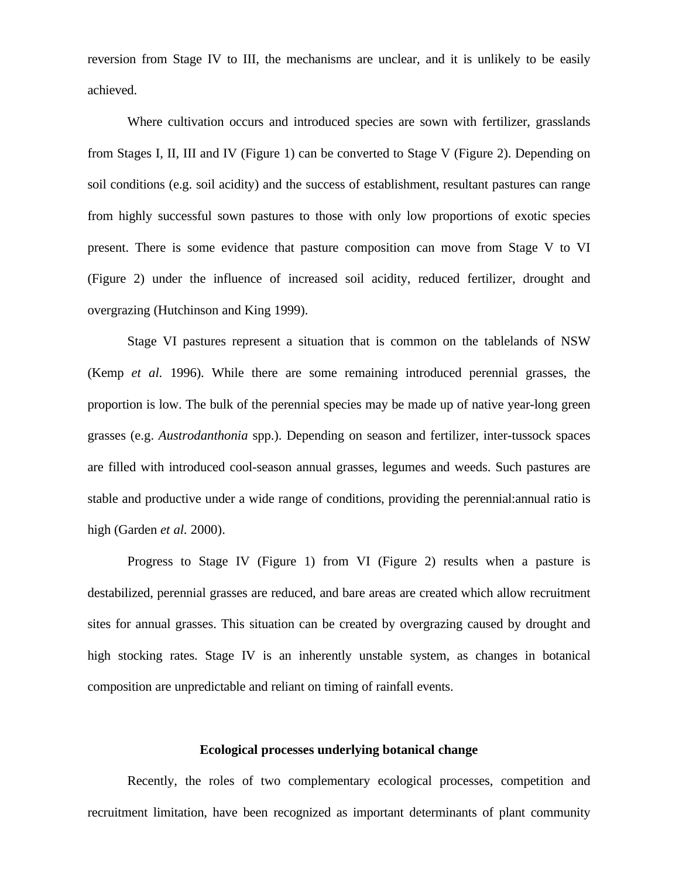reversion from Stage IV to III, the mechanisms are unclear, and it is unlikely to be easily achieved.

Where cultivation occurs and introduced species are sown with fertilizer, grasslands from Stages I, II, III and IV (Figure 1) can be converted to Stage V (Figure 2). Depending on soil conditions (e.g. soil acidity) and the success of establishment, resultant pastures can range from highly successful sown pastures to those with only low proportions of exotic species present. There is some evidence that pasture composition can move from Stage V to VI (Figure 2) under the influence of increased soil acidity, reduced fertilizer, drought and overgrazing (Hutchinson and King 1999).

Stage VI pastures represent a situation that is common on the tablelands of NSW (Kemp *et al.* 1996). While there are some remaining introduced perennial grasses, the proportion is low. The bulk of the perennial species may be made up of native year-long green grasses (e.g. *Austrodanthonia* spp.). Depending on season and fertilizer, inter-tussock spaces are filled with introduced cool-season annual grasses, legumes and weeds. Such pastures are stable and productive under a wide range of conditions, providing the perennial:annual ratio is high (Garden *et al.* 2000).

Progress to Stage IV (Figure 1) from VI (Figure 2) results when a pasture is destabilized, perennial grasses are reduced, and bare areas are created which allow recruitment sites for annual grasses. This situation can be created by overgrazing caused by drought and high stocking rates. Stage IV is an inherently unstable system, as changes in botanical composition are unpredictable and reliant on timing of rainfall events.

## Ecological processes underlying botanical change

Recently, the roles of two complementary ecological processes, competition and recruitment limitation, have been recognized as important determinants of plant community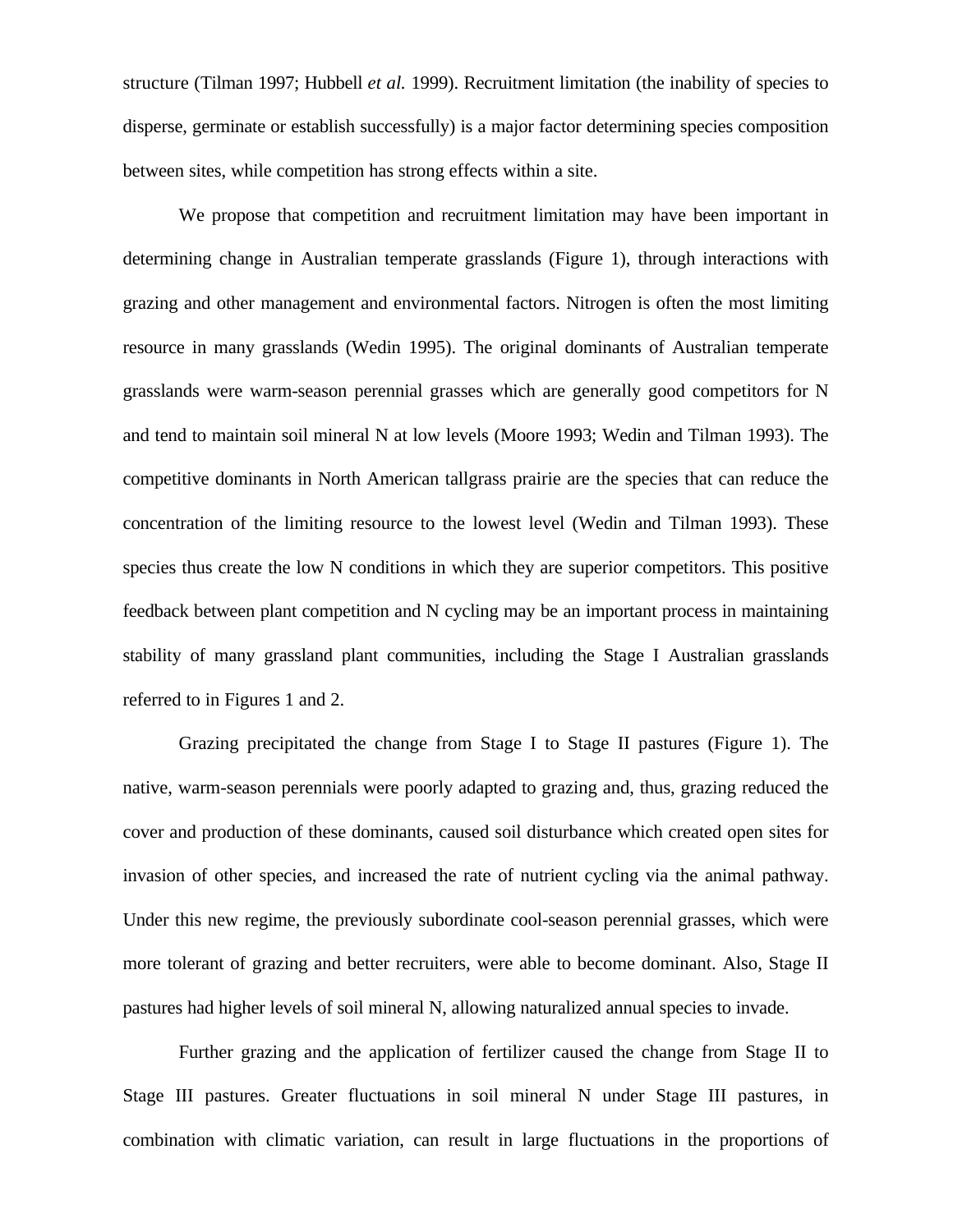structure (Tilman 1997; Hubbell *et al.* 1999). Recruitment limitation (the inability of species to disperse, germinate or establish successfully) is a major factor determining species composition between sites, while competition has strong effects within a site.

We propose that competition and recruitment limitation may have been important in determining change in Australian temperate grasslands (Figure 1), through interactions with grazing and other management and environmental factors. Nitrogen is often the most limiting resource in many grasslands (Wedin 1995). The original dominants of Australian temperate grasslands were warm-season perennial grasses which are generally good competitors for N and tend to maintain soil mineral N at low levels (Moore 1993; Wedin and Tilman 1993). The competitive dominants in North American tallgrass prairie are the species that can reduce the concentration of the limiting resource to the lowest level (Wedin and Tilman 1993). These species thus create the low N conditions in which they are superior competitors. This positive feedback between plant competition and N cycling may be an important process in maintaining stability of many grassland plant communities, including the Stage I Australian grasslands referred to in Figures 1 and 2.

Grazing precipitated the change from Stage I to Stage II pastures (Figure 1). The native, warm-season perennials were poorly adapted to grazing and, thus, grazing reduced the cover and production of these dominants, caused soil disturbance which created open sites for invasion of other species, and increased the rate of nutrient cycling via the animal pathway. Under this new regime, the previously subordinate cool-season perennial grasses, which were more tolerant of grazing and better recruiters, were able to become dominant. Also, Stage II pastures had higher levels of soil mineral N, allowing naturalized annual species to invade.

Further grazing and the application of fertilizer caused the change from Stage II to Stage III pastures. Greater fluctuations in soil mineral N under Stage III pastures, in combination with climatic variation, can result in large fluctuations in the proportions of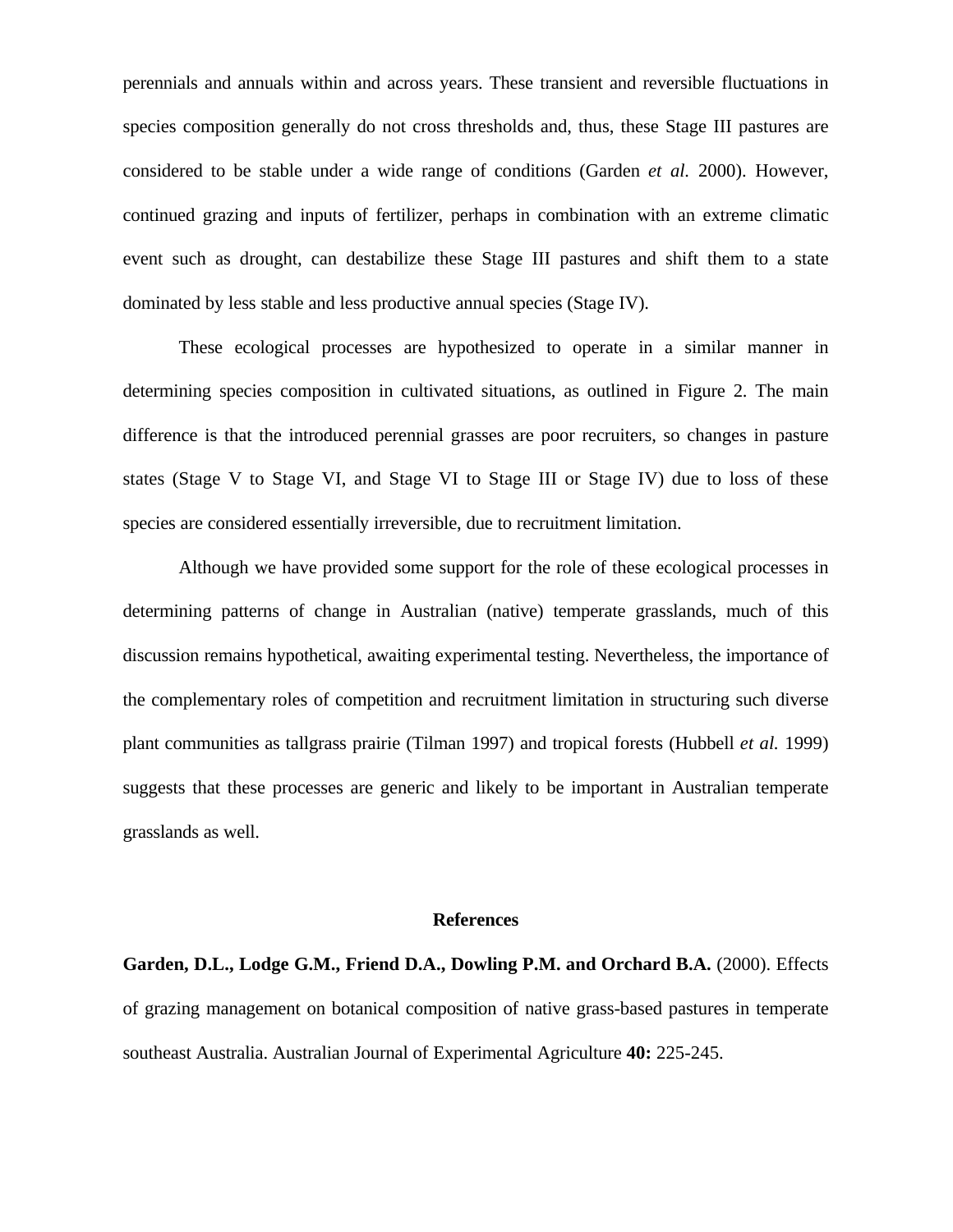perennials and annuals within and across years. These transient and reversible fluctuations in species composition generally do not cross thresholds and, thus, these Stage III pastures are considered to be stable under a wide range of conditions (Garden *et al.* 2000). However, continued grazing and inputs of fertilizer, perhaps in combination with an extreme climatic event such as drought, can destabilize these Stage III pastures and shift them to a state dominated by less stable and less productive annual species (Stage IV).

These ecological processes are hypothesized to operate in a similar manner in determining species composition in cultivated situations, as outlined in Figure 2. The main difference is that the introduced perennial grasses are poor recruiters, so changes in pasture states (Stage V to Stage VI, and Stage VI to Stage III or Stage IV) due to loss of these species are considered essentially irreversible, due to recruitment limitation.

Although we have provided some support for the role of these ecological processes in determining patterns of change in Australian (native) temperate grasslands, much of this discussion remains hypothetical, awaiting experimental testing. Nevertheless, the importance of the complementary roles of competition and recruitment limitation in structuring such diverse plant communities as tallgrass prairie (Tilman 1997) and tropical forests (Hubbell *et al.* 1999) suggests that these processes are generic and likely to be important in Australian temperate grasslands as well.

## References

**Garden, D.L., Lodge G.M., Friend D.A., Dowling P.M. and Orchard B.A.** (2000). Effects of grazing management on botanical composition of native grass-based pastures in temperate southeast Australia. Australian Journal of Experimental Agriculture **40:** 225-245.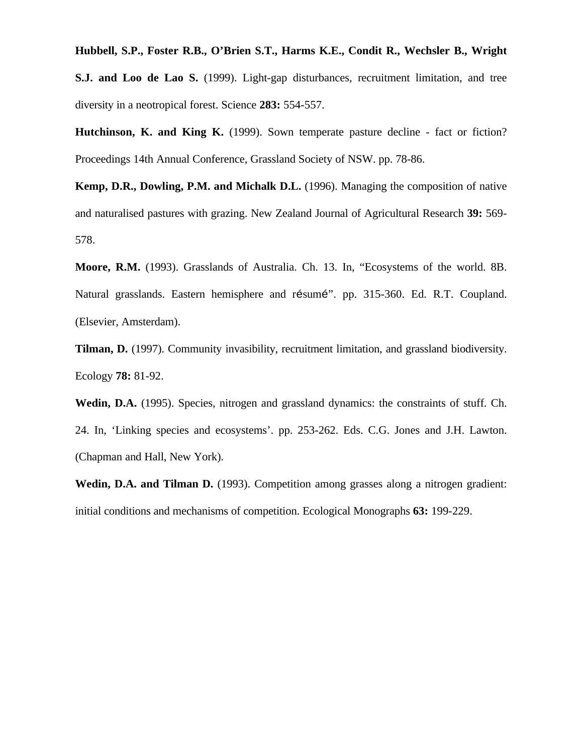**Hubbell, S.P., Foster R.B., O'Brien S.T., Harms K.E., Condit R., Wechsler B., Wright S.J. and Loo de Lao S.** (1999). Light-gap disturbances, recruitment limitation, and tree diversity in a neotropical forest. Science **283:** 554-557.

**Hutchinson, K. and King K.** (1999). Sown temperate pasture decline - fact or fiction? Proceedings 14th Annual Conference, Grassland Society of NSW. pp. 78-86.

**Kemp, D.R., Dowling, P.M. and Michalk D.L.** (1996). Managing the composition of native and naturalised pastures with grazing. New Zealand Journal of Agricultural Research **39:** 569-578.

**Moore, R.M.** (1993). Grasslands of Australia. Ch. 13. In, "Ecosystems of the world. 8B. Natural grasslands. Eastern hemisphere and résumé". pp. 315-360. Ed. R.T. Coupland. (Elsevier, Amsterdam).

**Tilman, D.** (1997). Community invasibility, recruitment limitation, and grassland biodiversity. Ecology **78:** 81-92.

**Wedin, D.A.** (1995). Species, nitrogen and grassland dynamics: the constraints of stuff. Ch. 24. In, 'Linking species and ecosystems'. pp. 253-262. Eds. C.G. Jones and J.H. Lawton. (Chapman and Hall, New York).

**Wedin, D.A. and Tilman D.** (1993). Competition among grasses along a nitrogen gradient: initial conditions and mechanisms of competition. Ecological Monographs **63:** 199-229.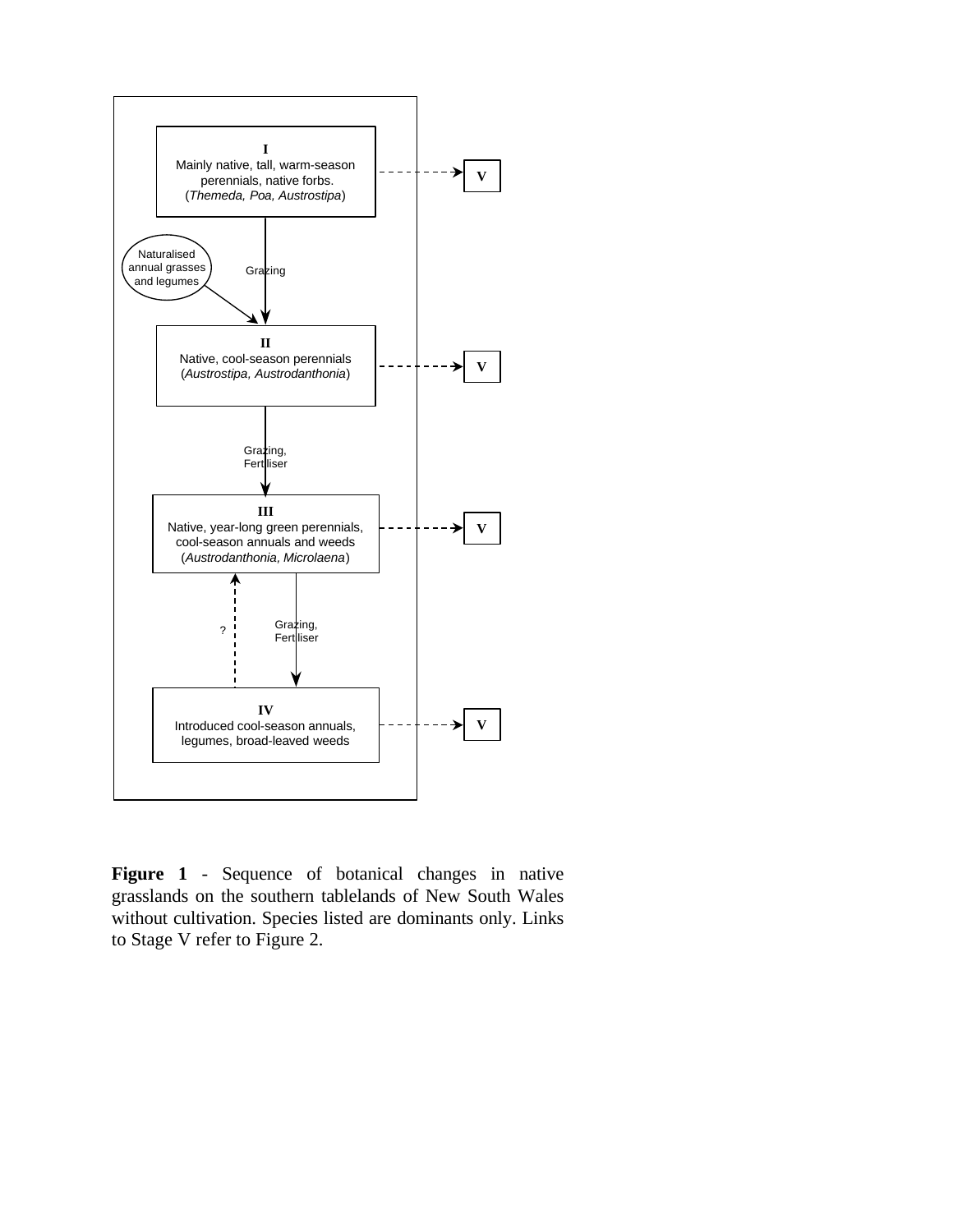**I**
Mainly native, tall, warm-season perennials, native forbs.
(*Themeda, Poa, Austrostipa*)

→ V

Naturalised annual grasses and legumes

Grazing

**II**
Native, cool-season perennials
(*Austrostipa, Austrodanthonia*)

→ V

Grazing, Fertiliser

**III**
Native, year-long green perennials, cool-season annuals and weeds
(*Austrodanthonia, Microlaena*)

→ V

?

Grazing, Fertiliser

**IV**
Introduced cool-season annuals, legumes, broad-leaved weeds

→ V

**Figure 1** - Sequence of botanical changes in native grasslands on the southern tablelands of New South Wales without cultivation. Species listed are dominants only. Links to Stage V refer to Figure 2.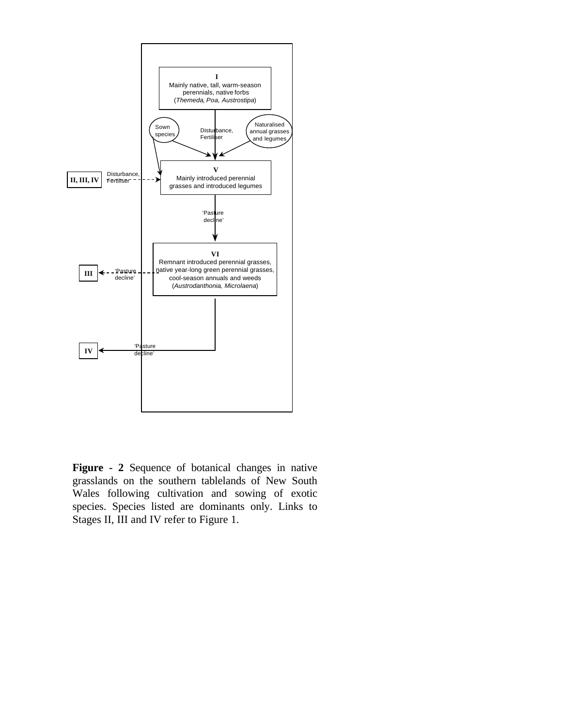I
Mainly native, tall, warm-season perennials, native forbs
(*Themeda, Poa, Austrostipa*)

Sown species

Disturbance, Fertiliser

Naturalised annual grasses and legumes

II, III, IV

Disturbance, Fertiliser

V
Mainly introduced perennial grasses and introduced legumes

'Pasture decline'

VI
Remnant introduced perennial grasses, native year-long green perennial grasses, cool-season annuals and weeds
(*Austrodanthonia, Microlaena*)

III

'Pasture decline'

IV

'Pasture decline'

**Figure - 2** Sequence of botanical changes in native grasslands on the southern tablelands of New South Wales following cultivation and sowing of exotic species. Species listed are dominants only. Links to Stages II, III and IV refer to Figure 1.